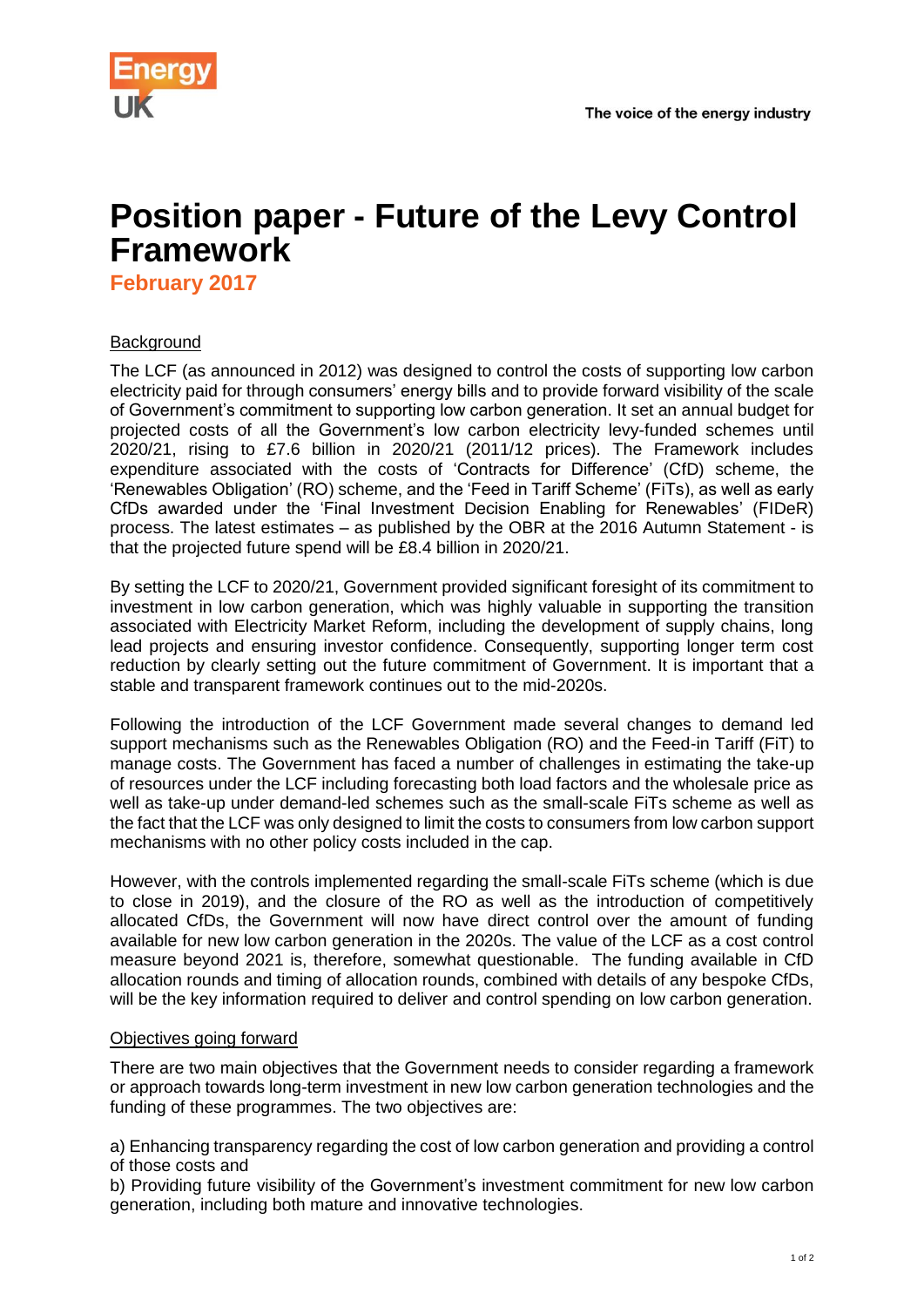# Position paper - Future of the Levy Control Framework

**February 2017**

Background

The LCF (as announced in 2012) was designed to control the costs of supporting low carbon electricity paid for through consumers' energy bills and to provide forward visibility of the scale of Government's commitment to supporting low carbon generation. It set an annual budget for projected costs of all the Government's low carbon electricity levy-funded schemes until 2020/21, rising to £7.6 billion in 2020/21 (2011/12 prices). The Framework includes expenditure associated with the costs of 'Contracts for Difference' (CfD) scheme, the 'Renewables Obligation' (RO) scheme, and the 'Feed in Tariff Scheme' (FiTs), as well as early CfDs awarded under the 'Final Investment Decision Enabling for Renewables' (FIDeR) process. The latest estimates – as published by the OBR at the 2016 Autumn Statement - is that the projected future spend will be £8.4 billion in 2020/21.

By setting the LCF to 2020/21, Government provided significant foresight of its commitment to investment in low carbon generation, which was highly valuable in supporting the transition associated with Electricity Market Reform, including the development of supply chains, long lead projects and ensuring investor confidence. Consequently, supporting longer term cost reduction by clearly setting out the future commitment of Government. It is important that a stable and transparent framework continues out to the mid-2020s.

Following the introduction of the LCF Government made several changes to demand led support mechanisms such as the Renewables Obligation (RO) and the Feed-in Tariff (FiT) to manage costs. The Government has faced a number of challenges in estimating the take-up of resources under the LCF including forecasting both load factors and the wholesale price as well as take-up under demand-led schemes such as the small-scale FiTs scheme as well as the fact that the LCF was only designed to limit the costs to consumers from low carbon support mechanisms with no other policy costs included in the cap.

However, with the controls implemented regarding the small-scale FiTs scheme (which is due to close in 2019), and the closure of the RO as well as the introduction of competitively allocated CfDs, the Government will now have direct control over the amount of funding available for new low carbon generation in the 2020s. The value of the LCF as a cost control measure beyond 2021 is, therefore, somewhat questionable. The funding available in CfD allocation rounds and timing of allocation rounds, combined with details of any bespoke CfDs, will be the key information required to deliver and control spending on low carbon generation.

Objectives going forward

There are two main objectives that the Government needs to consider regarding a framework or approach towards long-term investment in new low carbon generation technologies and the funding of these programmes. The two objectives are:

a) Enhancing transparency regarding the cost of low carbon generation and providing a control of those costs and

b) Providing future visibility of the Government's investment commitment for new low carbon generation, including both mature and innovative technologies.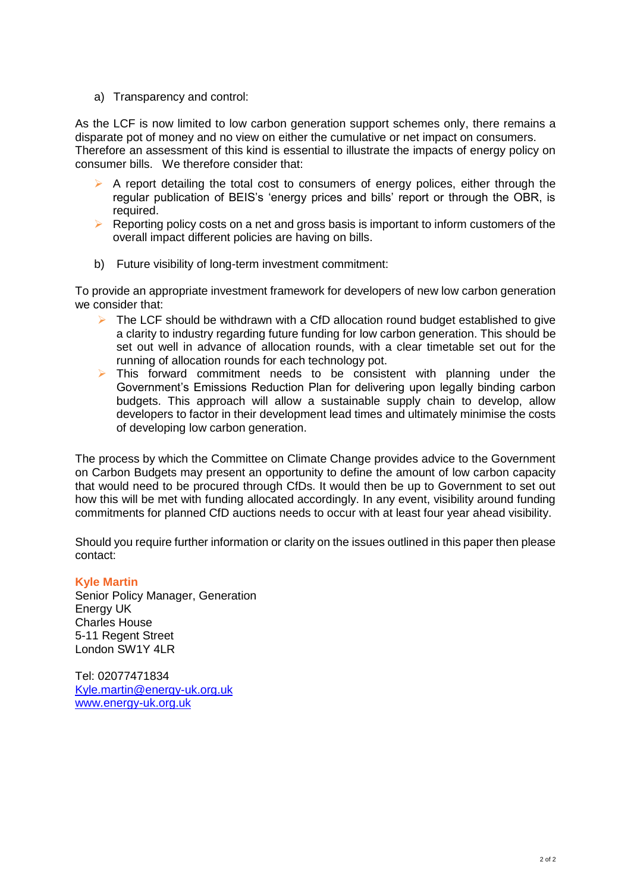a) Transparency and control:

As the LCF is now limited to low carbon generation support schemes only, there remains a disparate pot of money and no view on either the cumulative or net impact on consumers. Therefore an assessment of this kind is essential to illustrate the impacts of energy policy on consumer bills. We therefore consider that:

- A report detailing the total cost to consumers of energy polices, either through the regular publication of BEIS's 'energy prices and bills' report or through the OBR, is required.
- Reporting policy costs on a net and gross basis is important to inform customers of the overall impact different policies are having on bills.

b) Future visibility of long-term investment commitment:

To provide an appropriate investment framework for developers of new low carbon generation we consider that:

- The LCF should be withdrawn with a CfD allocation round budget established to give a clarity to industry regarding future funding for low carbon generation. This should be set out well in advance of allocation rounds, with a clear timetable set out for the running of allocation rounds for each technology pot.
- This forward commitment needs to be consistent with planning under the Government's Emissions Reduction Plan for delivering upon legally binding carbon budgets. This approach will allow a sustainable supply chain to develop, allow developers to factor in their development lead times and ultimately minimise the costs of developing low carbon generation.

The process by which the Committee on Climate Change provides advice to the Government on Carbon Budgets may present an opportunity to define the amount of low carbon capacity that would need to be procured through CfDs. It would then be up to Government to set out how this will be met with funding allocated accordingly. In any event, visibility around funding commitments for planned CfD auctions needs to occur with at least four year ahead visibility.

Should you require further information or clarity on the issues outlined in this paper then please contact:

**Kyle Martin**
Senior Policy Manager, Generation
Energy UK
Charles House
5-11 Regent Street
London SW1Y 4LR

Tel: 02077471834
Kyle.martin@energy-uk.org.uk
www.energy-uk.org.uk